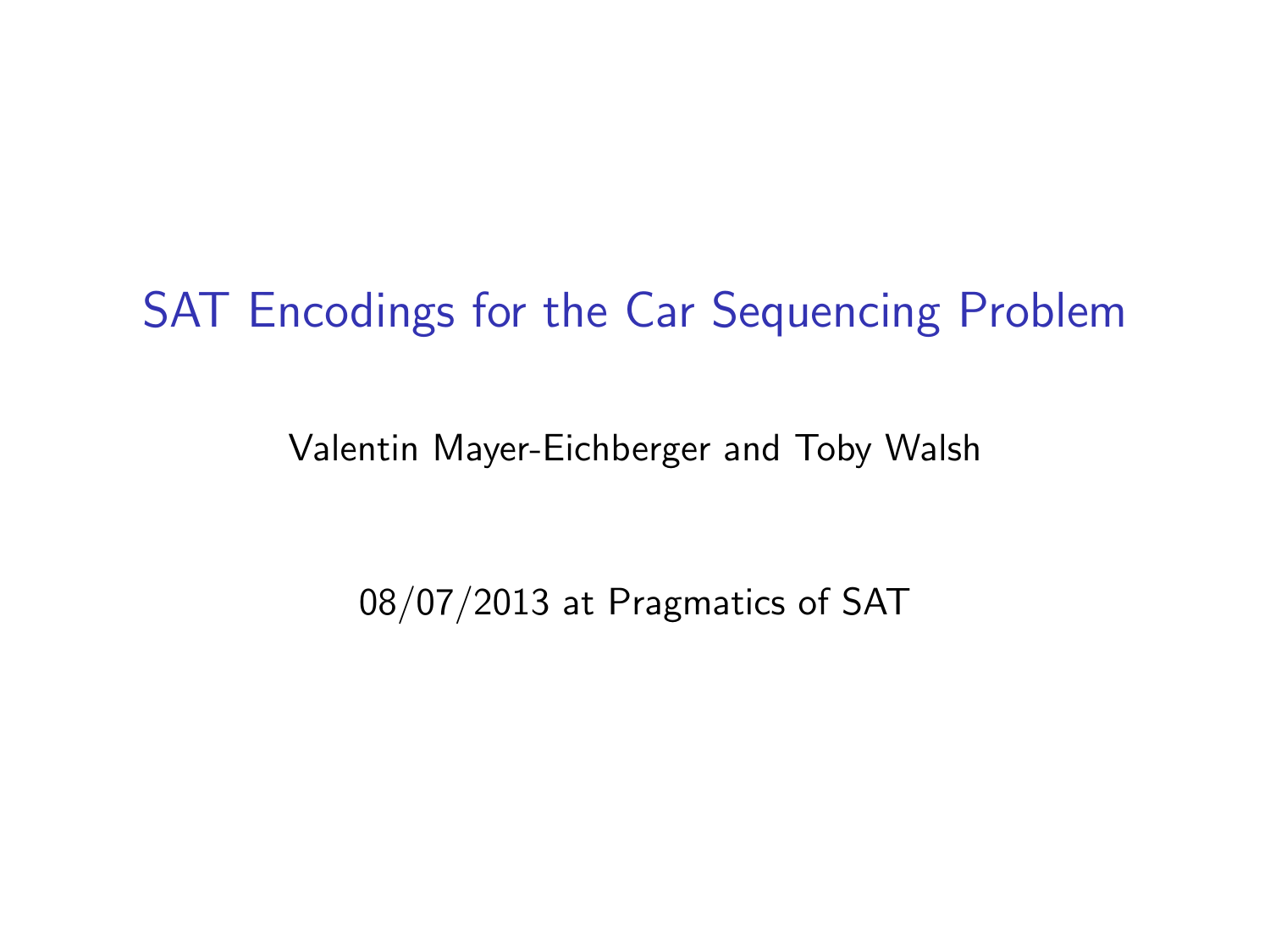# SAT Encodings for the Car Sequencing Problem

Valentin Mayer-Eichberger and Toby Walsh

08/07/2013 at Pragmatics of SAT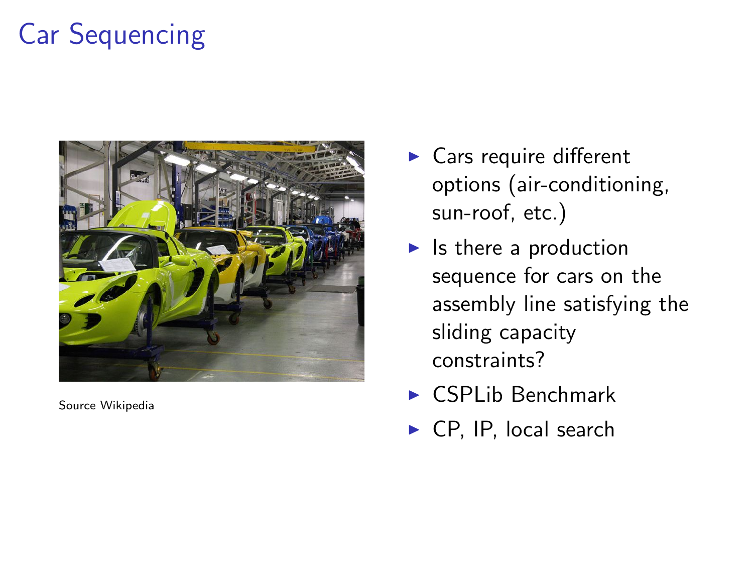# Car Sequencing

Source Wikipedia

- Cars require different options (air-conditioning, sun-roof, etc.)
- Is there a production sequence for cars on the assembly line satisfying the sliding capacity constraints?
- CSPLib Benchmark
- CP, IP, local search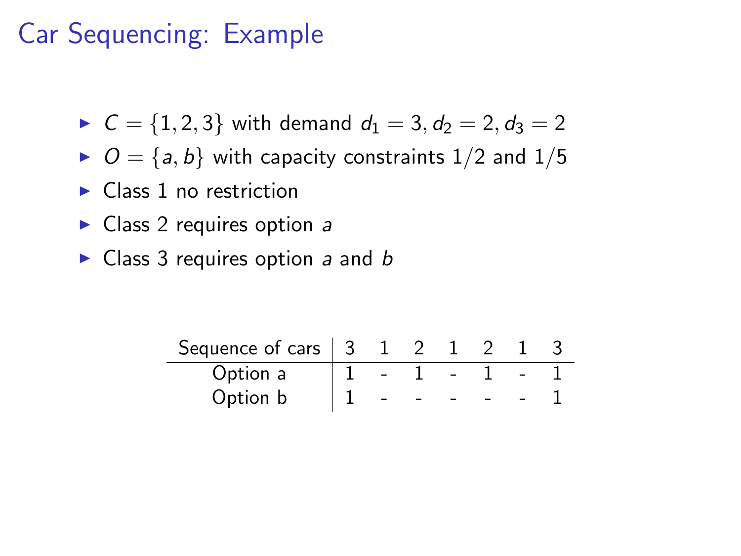# Car Sequencing: Example

- $C = \{1, 2, 3\}$ with demand $d_1 = 3, d_2 = 2, d_3 = 2$
- $O = \{a, b\}$ with capacity constraints $1/2$ and $1/5$
- Class 1 no restriction
- Class 2 requires option $a$
- Class 3 requires option $a$ and $b$

| Sequence of cars | 3 | 1 | 2 | 1 | 2 | 1 | 3 |
|---|---|---|---|---|---|---|---|
| Option a | 1 | - | 1 | - | 1 | - | 1 |
| Option b | 1 | - | - | - | - | - | 1 |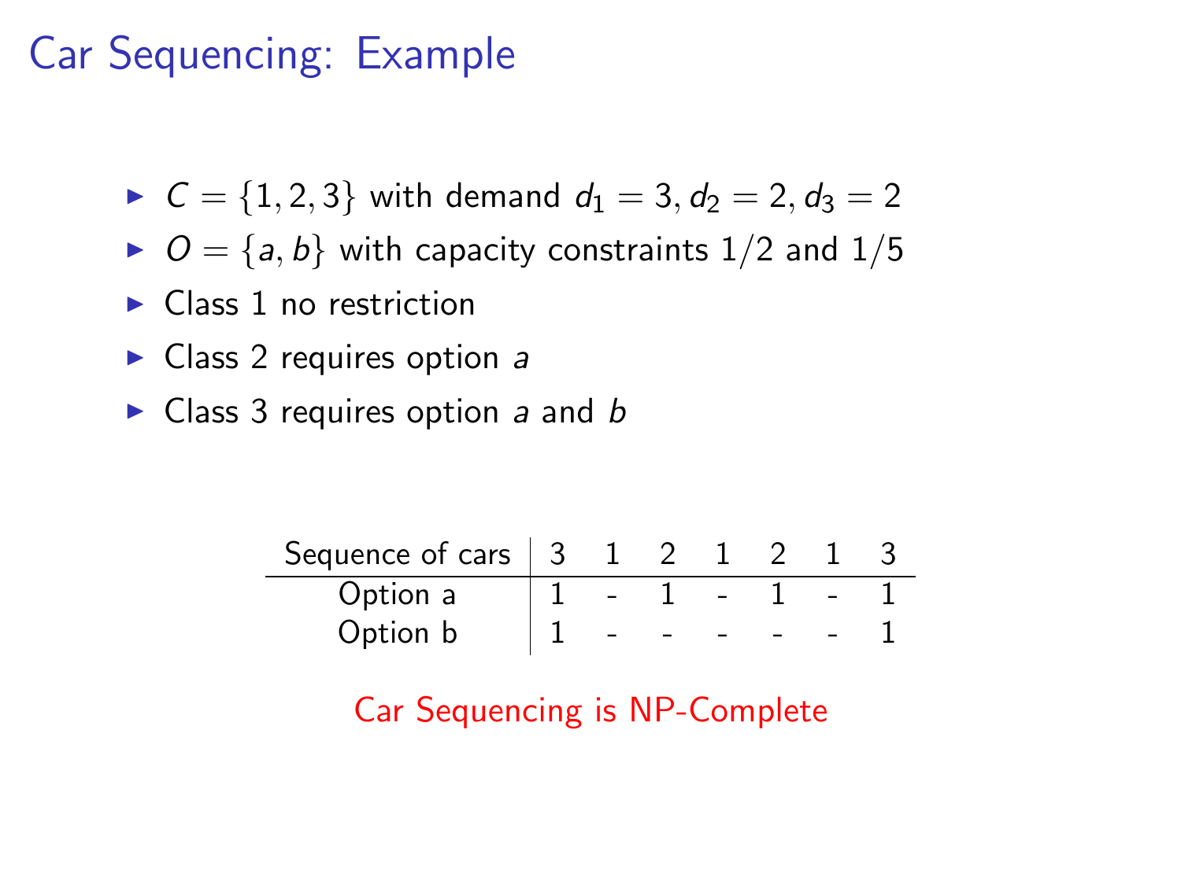# Car Sequencing: Example

- $C = \{1, 2, 3\}$ with demand $d_1 = 3, d_2 = 2, d_3 = 2$
- $O = \{a, b\}$ with capacity constraints $1/2$ and $1/5$
- Class 1 no restriction
- Class 2 requires option $a$
- Class 3 requires option $a$ and $b$

| Sequence of cars | 3 | 1 | 2 | 1 | 2 | 1 | 3 |
|---|---|---|---|---|---|---|---|
| Option a | 1 | - | 1 | - | 1 | - | 1 |
| Option b | 1 | - | - | - | - | - | 1 |

Car Sequencing is NP-Complete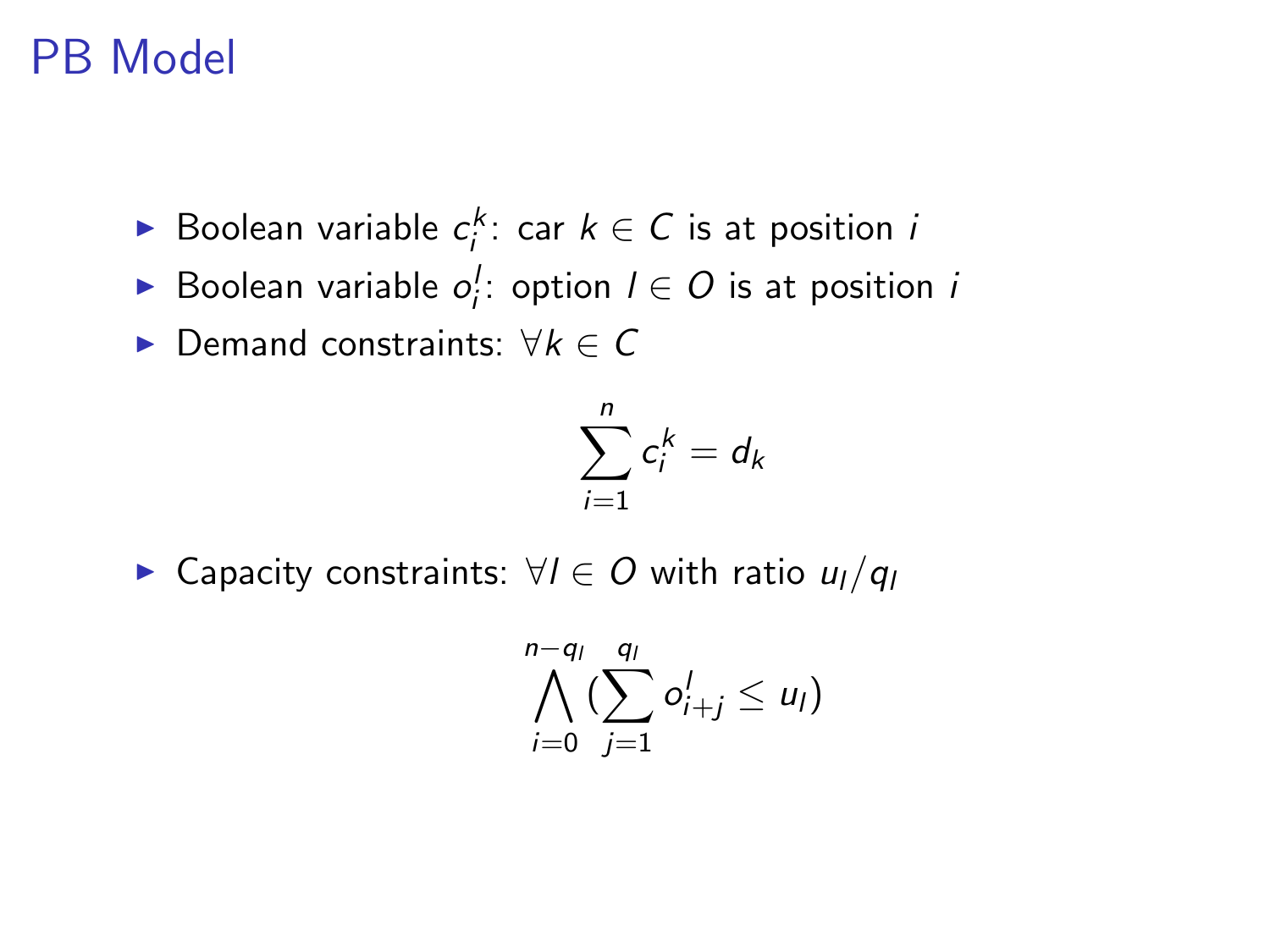# PB Model

- Boolean variable $c_i^k$: car $k \in C$ is at position $i$
- Boolean variable $o_i^l$: option $l \in O$ is at position $i$
- Demand constraints: $\forall k \in C$

$$\sum_{i=1}^{n} c_i^k = d_k$$

- Capacity constraints: $\forall l \in O$ with ratio $u_l/q_l$

$$\bigwedge_{i=0}^{n-q_l} (\sum_{j=1}^{q_l} o_{i+j}^l \leq u_l)$$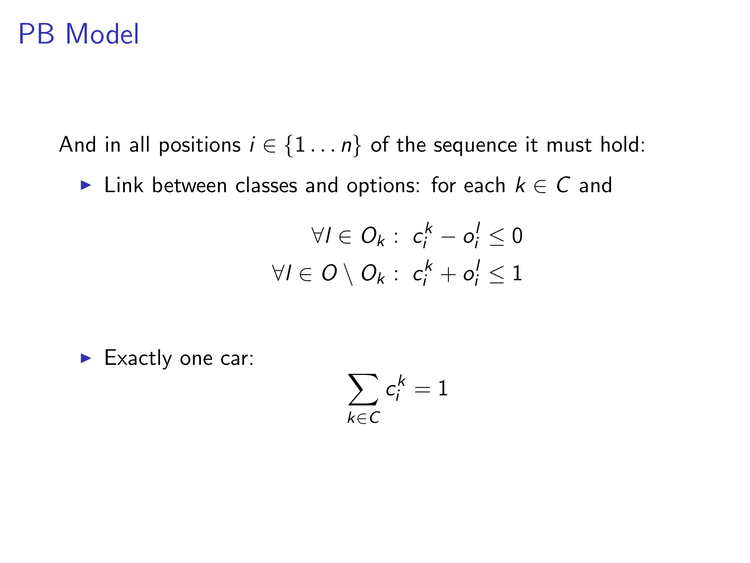# PB Model

And in all positions $i \in \{1 \ldots n\}$ of the sequence it must hold:

- Link between classes and options: for each $k \in C$ and

$$\forall l \in O_k : \; c_i^k - o_i^l \leq 0$$
$$\forall l \in O \setminus O_k : \; c_i^k + o_i^l \leq 1$$

- Exactly one car:

$$\sum_{k \in C} c_i^k = 1$$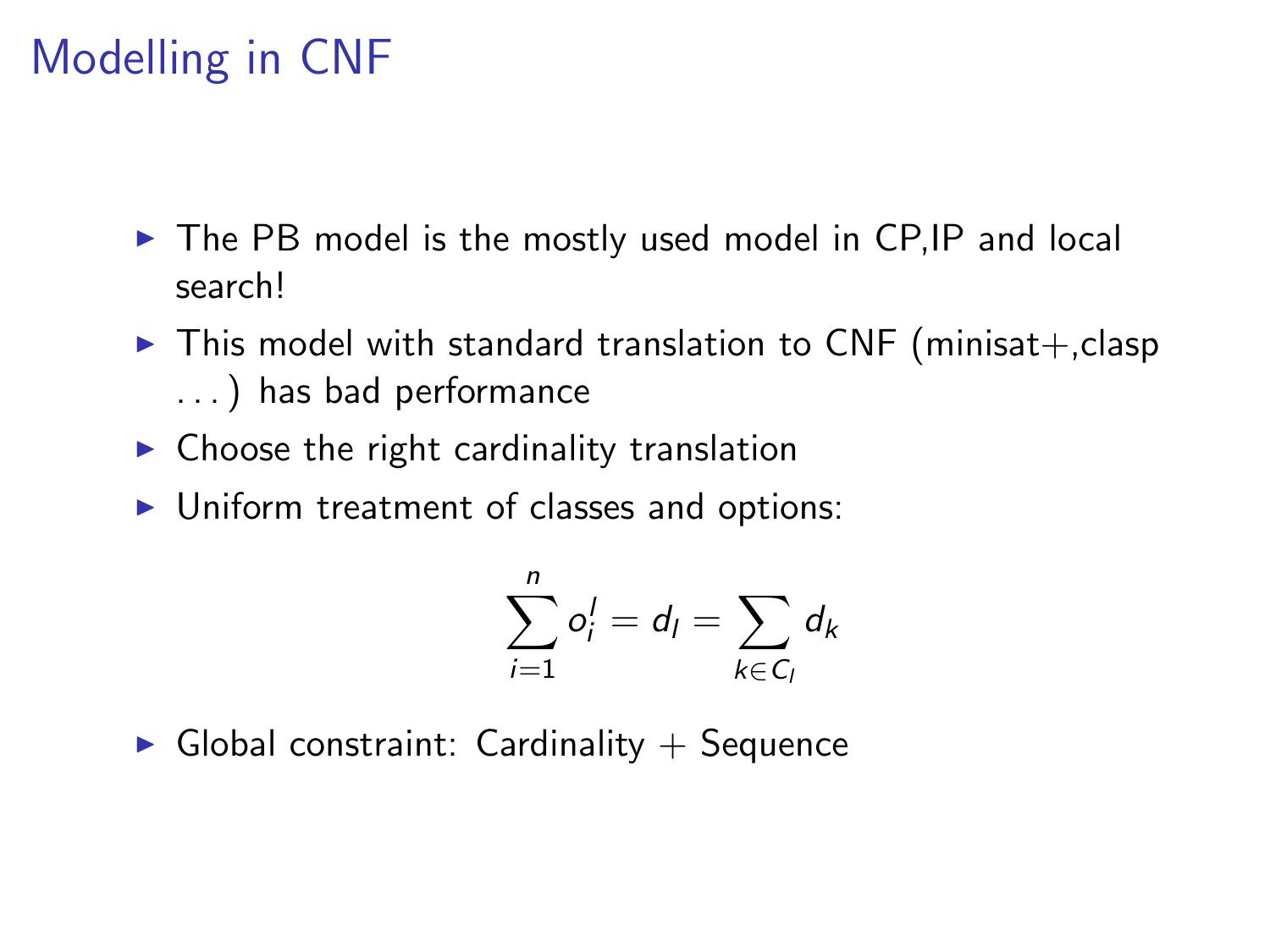# Modelling in CNF

- The PB model is the mostly used model in CP,IP and local search!
- This model with standard translation to CNF (minisat+,clasp ...) has bad performance
- Choose the right cardinality translation
- Uniform treatment of classes and options:

$$\sum_{i=1}^{n} o_i^l = d_l = \sum_{k \in C_l} d_k$$

- Global constraint: Cardinality + Sequence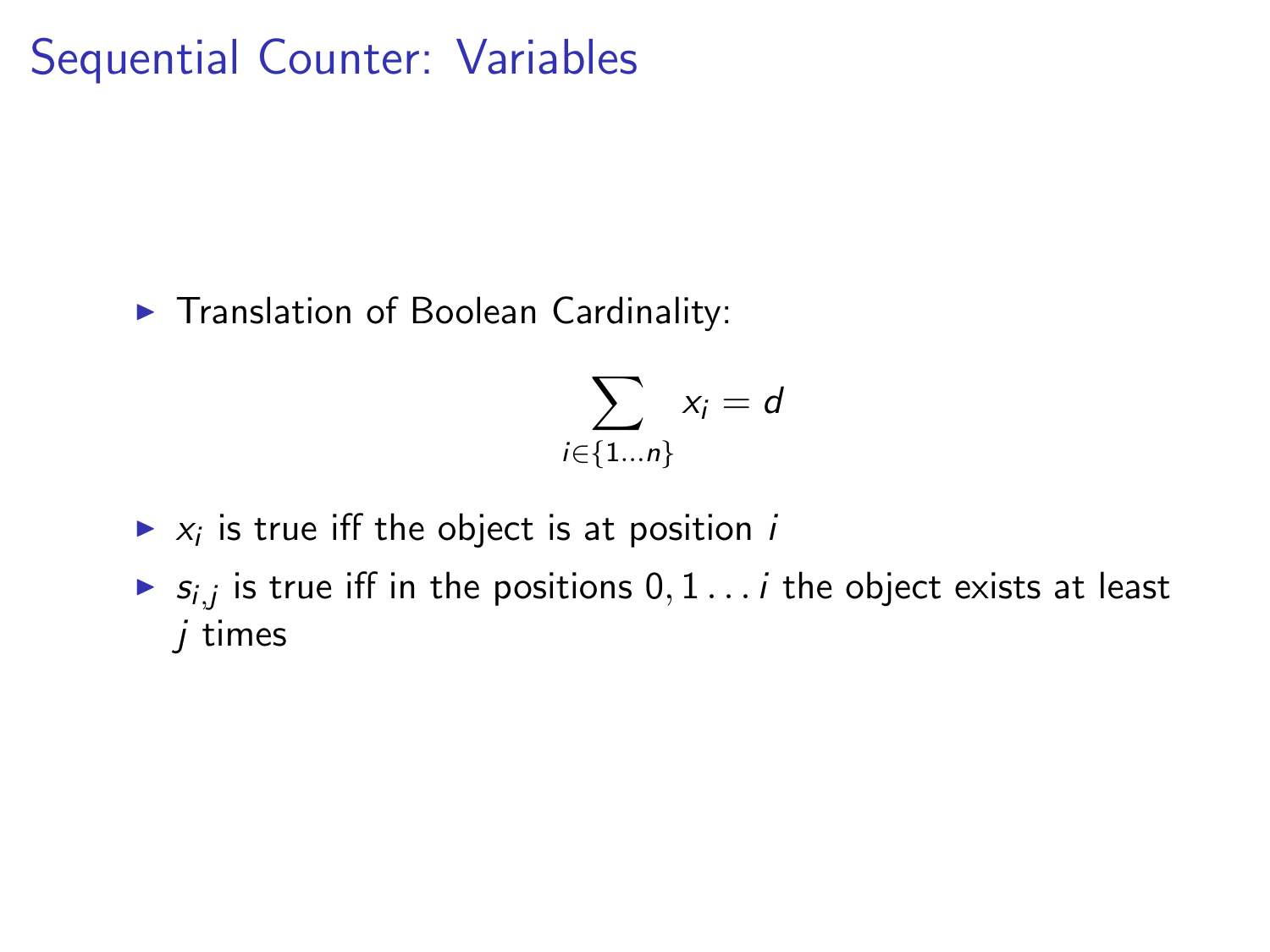# Sequential Counter: Variables

- Translation of Boolean Cardinality:

$$\sum_{i \in \{1 \ldots n\}} x_i = d$$

- $x_i$ is true iff the object is at position $i$
- $s_{i,j}$ is true iff in the positions $0, 1 \ldots i$ the object exists at least $j$ times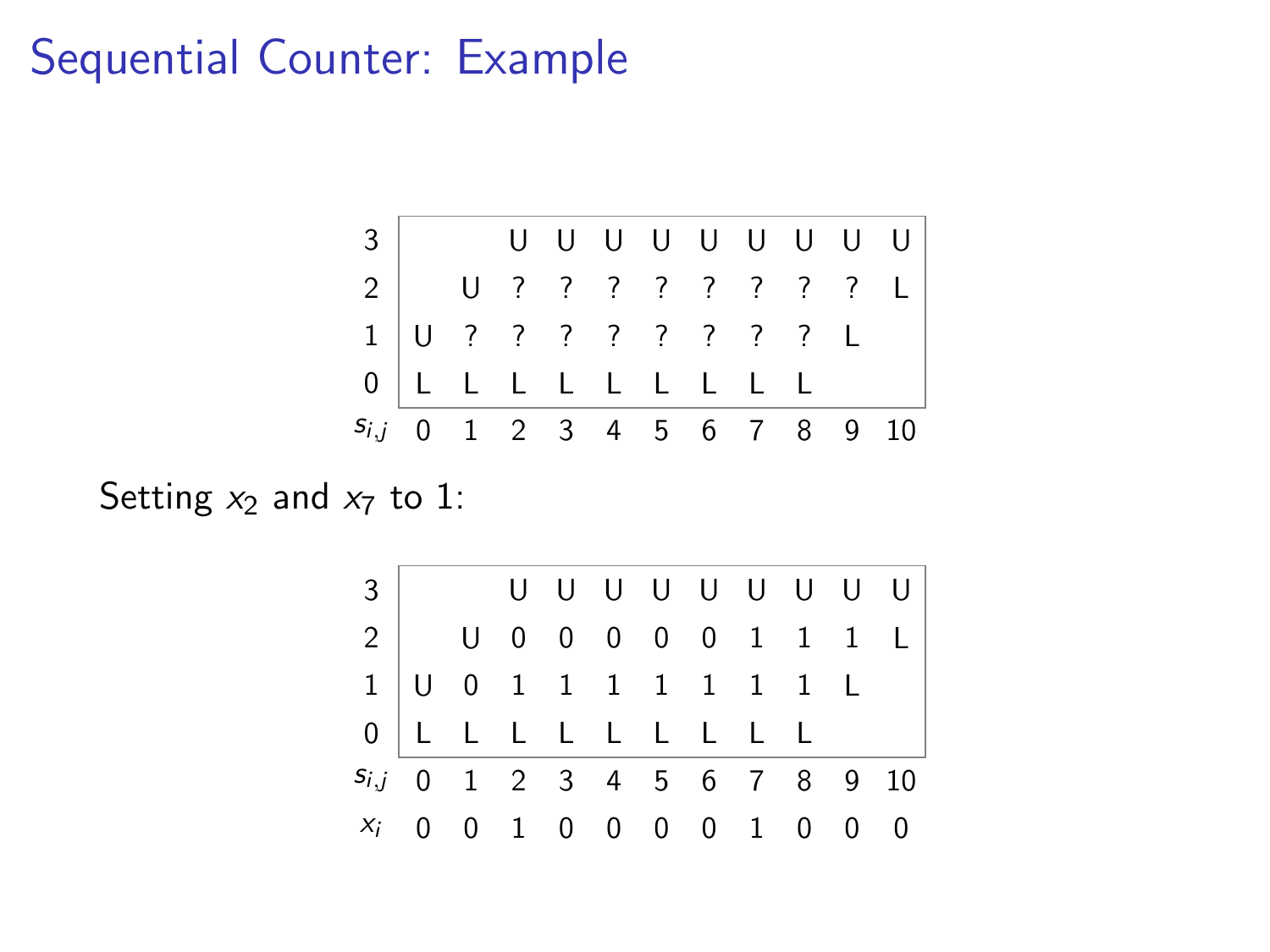# Sequential Counter: Example

| | | | | | | | | | | | |
|---|---|---|---|---|---|---|---|---|---|---|---|
| 3 | | | U | U | U | U | U | U | U | U | U |
| 2 | | U | ? | ? | ? | ? | ? | ? | ? | ? | L |
| 1 | U | ? | ? | ? | ? | ? | ? | ? | ? | L | |
| 0 | L | L | L | L | L | L | L | L | L | | |
| $s_{i,j}$ | 0 | 1 | 2 | 3 | 4 | 5 | 6 | 7 | 8 | 9 | 10 |

Setting $x_2$ and $x_7$ to 1:

| | | | | | | | | | | | |
|---|---|---|---|---|---|---|---|---|---|---|---|
| 3 | | | U | U | U | U | U | U | U | U | U |
| 2 | | U | 0 | 0 | 0 | 0 | 0 | 1 | 1 | 1 | L |
| 1 | U | 0 | 1 | 1 | 1 | 1 | 1 | 1 | 1 | L | |
| 0 | L | L | L | L | L | L | L | L | L | | |
| $s_{i,j}$ | 0 | 1 | 2 | 3 | 4 | 5 | 6 | 7 | 8 | 9 | 10 |
| $x_i$ | 0 | 0 | 1 | 0 | 0 | 0 | 0 | 1 | 0 | 0 | 0 |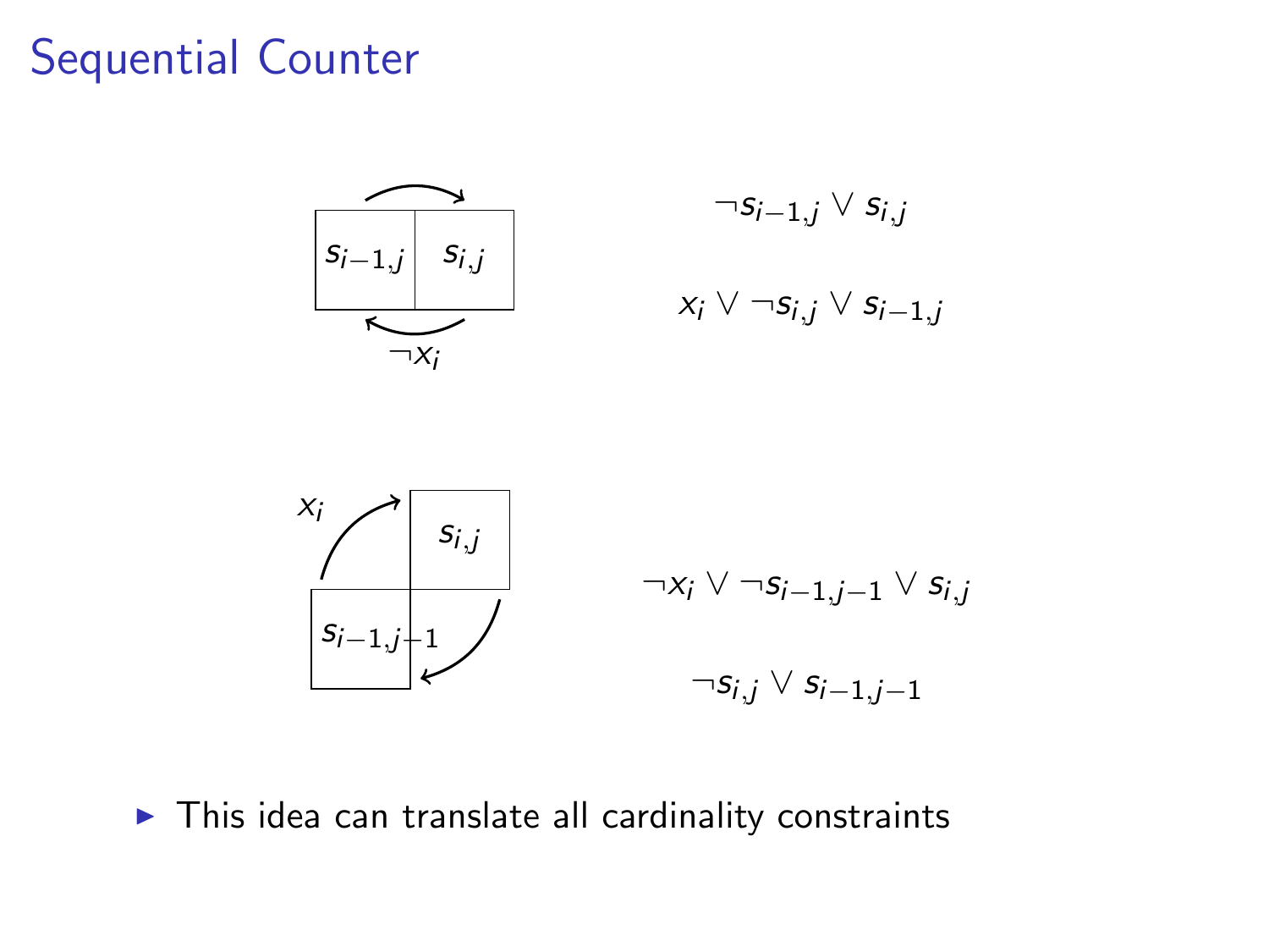# Sequential Counter

$s_{i-1,j}$ | $s_{i,j}$ (arrow from $s_{i-1,j}$ to $s_{i,j}$; arrow back labeled $\neg x_i$)

$\neg s_{i-1,j} \vee s_{i,j}$

$x_i \vee \neg s_{i,j} \vee s_{i-1,j}$

$s_{i-1,j-1}$ → $s_{i,j}$ (arrow labeled $x_i$; arrow back from $s_{i,j}$ to $s_{i-1,j-1}$)

$\neg x_i \vee \neg s_{i-1,j-1} \vee s_{i,j}$

$\neg s_{i,j} \vee s_{i-1,j-1}$

- This idea can translate all cardinality constraints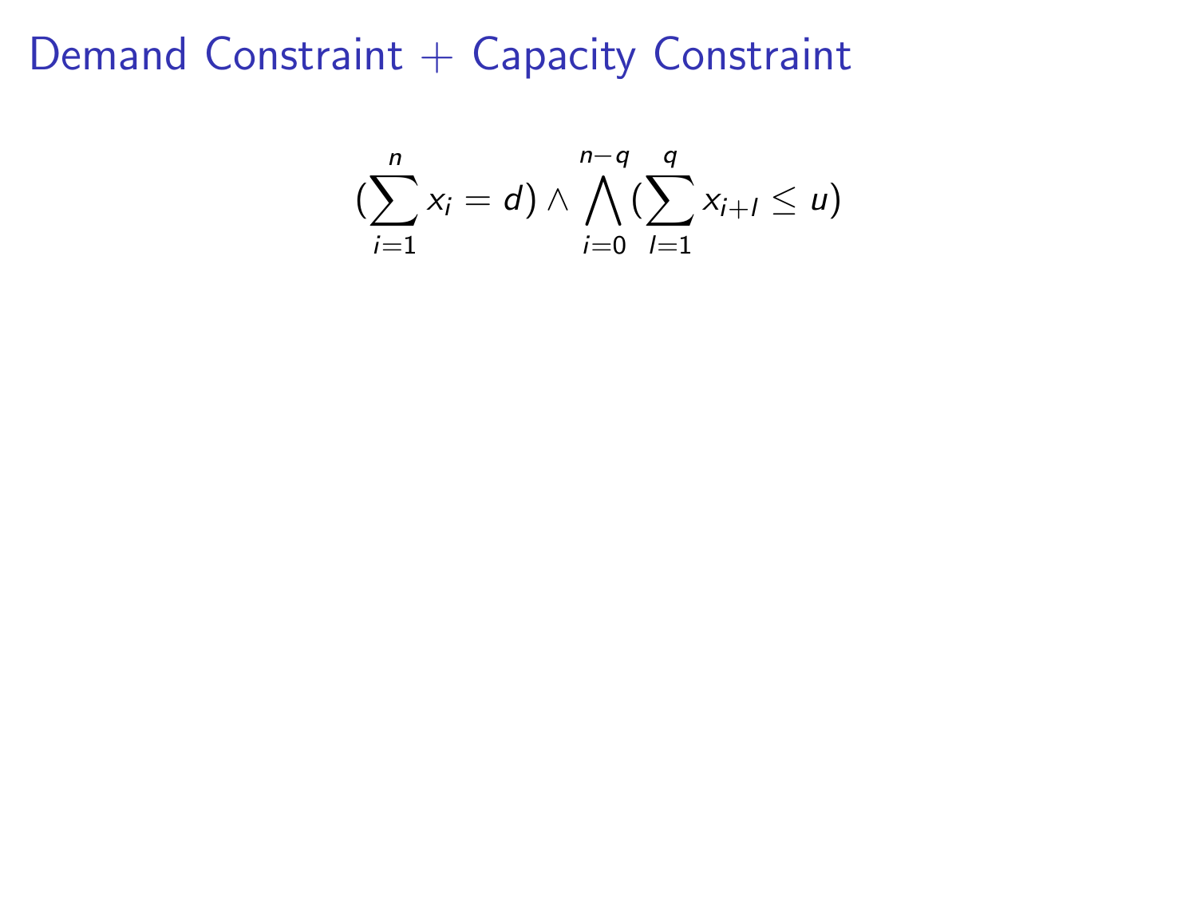# Demand Constraint + Capacity Constraint

$$(\sum_{i=1}^{n} x_i = d) \wedge \bigwedge_{i=0}^{n-q} (\sum_{l=1}^{q} x_{i+l} \leq u)$$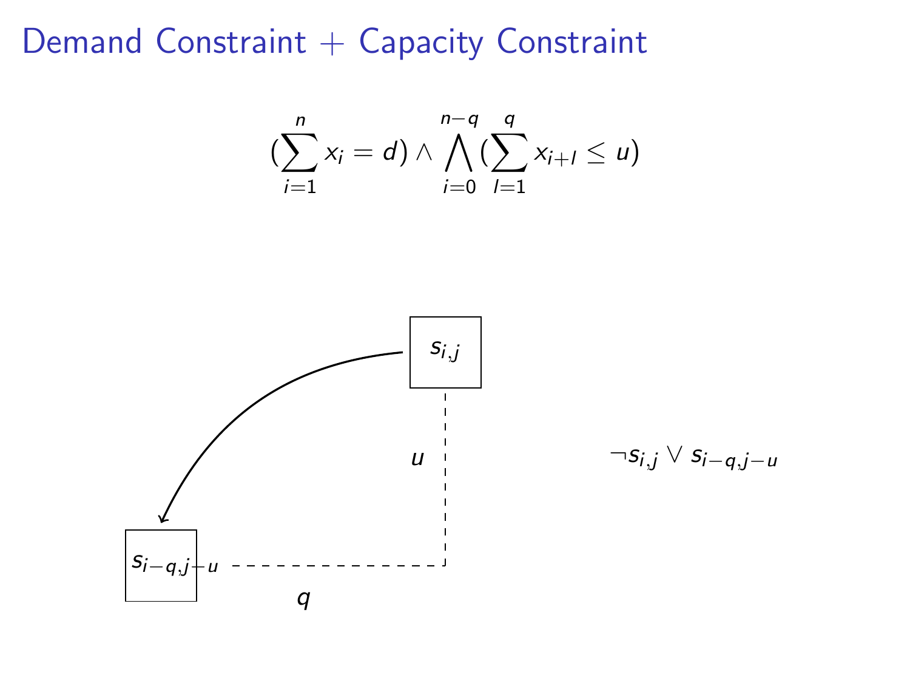# Demand Constraint + Capacity Constraint

$$(\sum_{i=1}^{n} x_i = d) \wedge \bigwedge_{i=0}^{n-q} (\sum_{l=1}^{q} x_{i+l} \leq u)$$

$s_{i,j}$

$u$

$s_{i-q,j-u}$

$q$

$\neg s_{i,j} \vee s_{i-q,j-u}$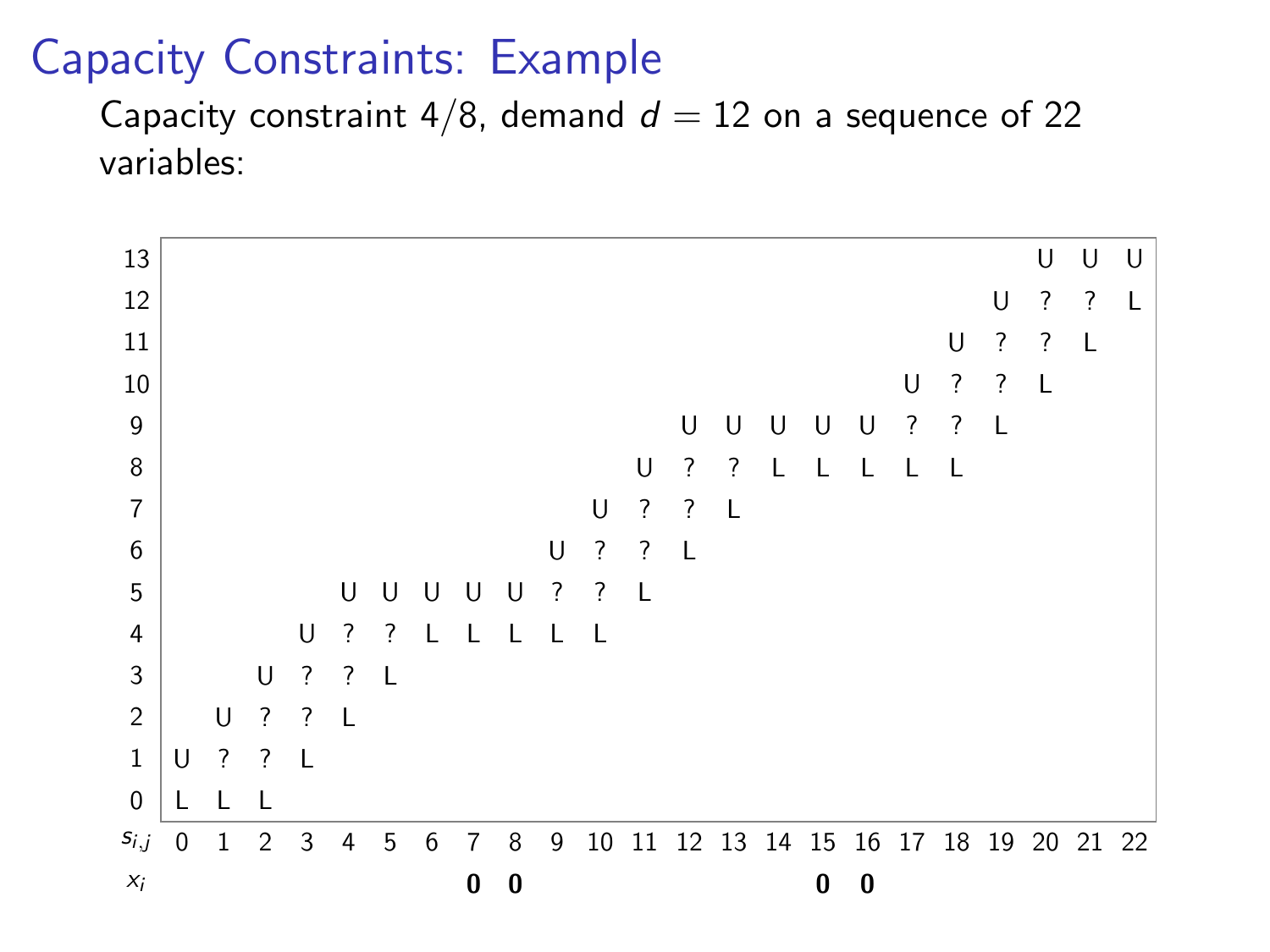# Capacity Constraints: Example

Capacity constraint 4/8, demand $d = 12$ on a sequence of 22 variables:

| | | | | | | | | | | | | | | | | | | | | | | | |
|---|---|---|---|---|---|---|---|---|---|---|---|---|---|---|---|---|---|---|---|---|---|---|---|
| 13 | | | | | | | | | | | | | | | | | | | | | U | U | U |
| 12 | | | | | | | | | | | | | | | | | | | | U | ? | ? | L |
| 11 | | | | | | | | | | | | | | | | | | | U | ? | ? | L | |
| 10 | | | | | | | | | | | | | | | | | | U | ? | ? | L | | |
| 9 | | | | | | | | | | | | | U | U | U | U | U | ? | ? | L | | | |
| 8 | | | | | | | | | | | | U | ? | ? | L | L | L | L | L | | | | |
| 7 | | | | | | | | | | | U | ? | ? | L | | | | | | | | | |
| 6 | | | | | | | | | | U | ? | ? | L | | | | | | | | | | |
| 5 | | | | | U | U | U | U | U | ? | ? | L | | | | | | | | | | | |
| 4 | | | | U | ? | ? | L | L | L | L | L | | | | | | | | | | | | |
| 3 | | | U | ? | ? | L | | | | | | | | | | | | | | | | | |
| 2 | | U | ? | ? | L | | | | | | | | | | | | | | | | | | |
| 1 | U | ? | ? | L | | | | | | | | | | | | | | | | | | | |
| 0 | L | L | L | | | | | | | | | | | | | | | | | | | | |
| $s_{i,j}$ | 0 | 1 | 2 | 3 | 4 | 5 | 6 | 7 | 8 | 9 | 10 | 11 | 12 | 13 | 14 | 15 | 16 | 17 | 18 | 19 | 20 | 21 | 22 |
| $x_i$ | | | | | | | | **0** | **0** | | | | | | | **0** | **0** | | | | | | |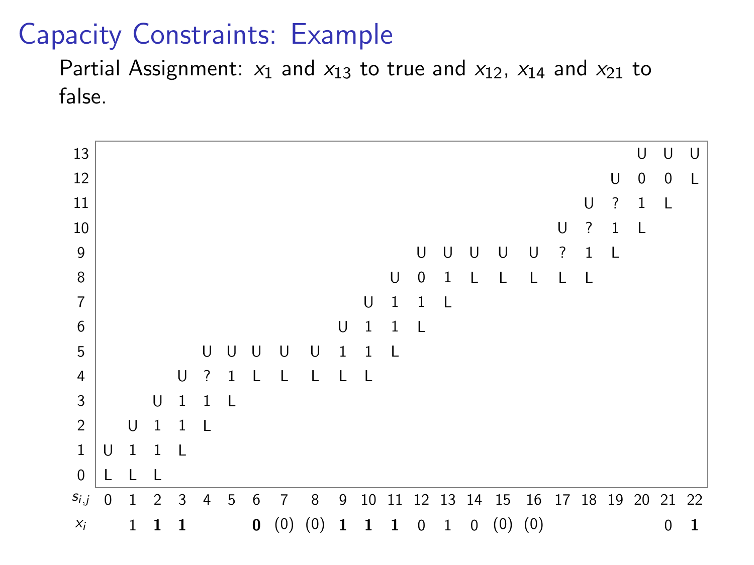# Capacity Constraints: Example

Partial Assignment: $x_1$ and $x_{13}$ to true and $x_{12}$, $x_{14}$ and $x_{21}$ to false.

| | | | | | | | | | | | | | | | | | | | | | | | |
|---|---|---|---|---|---|---|---|---|---|---|---|---|---|---|---|---|---|---|---|---|---|---|---|
| 13 | | | | | | | | | | | | | | | | | | | | | U | U | U |
| 12 | | | | | | | | | | | | | | | | | | | | U | 0 | 0 | L |
| 11 | | | | | | | | | | | | | | | | | | | U | ? | 1 | L | |
| 10 | | | | | | | | | | | | | | | | | | U | ? | 1 | L | | |
| 9 | | | | | | | | | | | | | U | U | U | U | U | ? | 1 | L | | | |
| 8 | | | | | | | | | | | | U | 0 | 1 | L | L | L | L | L | | | | |
| 7 | | | | | | | | | | | U | 1 | 1 | L | | | | | | | | | |
| 6 | | | | | | | | | | U | 1 | 1 | L | | | | | | | | | | |
| 5 | | | | | U | U | U | U | U | 1 | 1 | L | | | | | | | | | | | |
| 4 | | | | U | ? | 1 | L | L | L | L | L | | | | | | | | | | | | |
| 3 | | | U | 1 | 1 | L | | | | | | | | | | | | | | | | | |
| 2 | | U | 1 | 1 | L | | | | | | | | | | | | | | | | | | |
| 1 | U | 1 | 1 | L | | | | | | | | | | | | | | | | | | | |
| 0 | L | L | L | | | | | | | | | | | | | | | | | | | | |
| $s_{i,j}$ | 0 | 1 | 2 | 3 | 4 | 5 | 6 | 7 | 8 | 9 | 10 | 11 | 12 | 13 | 14 | 15 | 16 | 17 | 18 | 19 | 20 | 21 | 22 |
| $x_i$ | | 1 | **1** | **1** | | | **0** | (0) | (0) | **1** | **1** | **1** | 0 | 1 | 0 | (0) | (0) | | | | | 0 | **1** |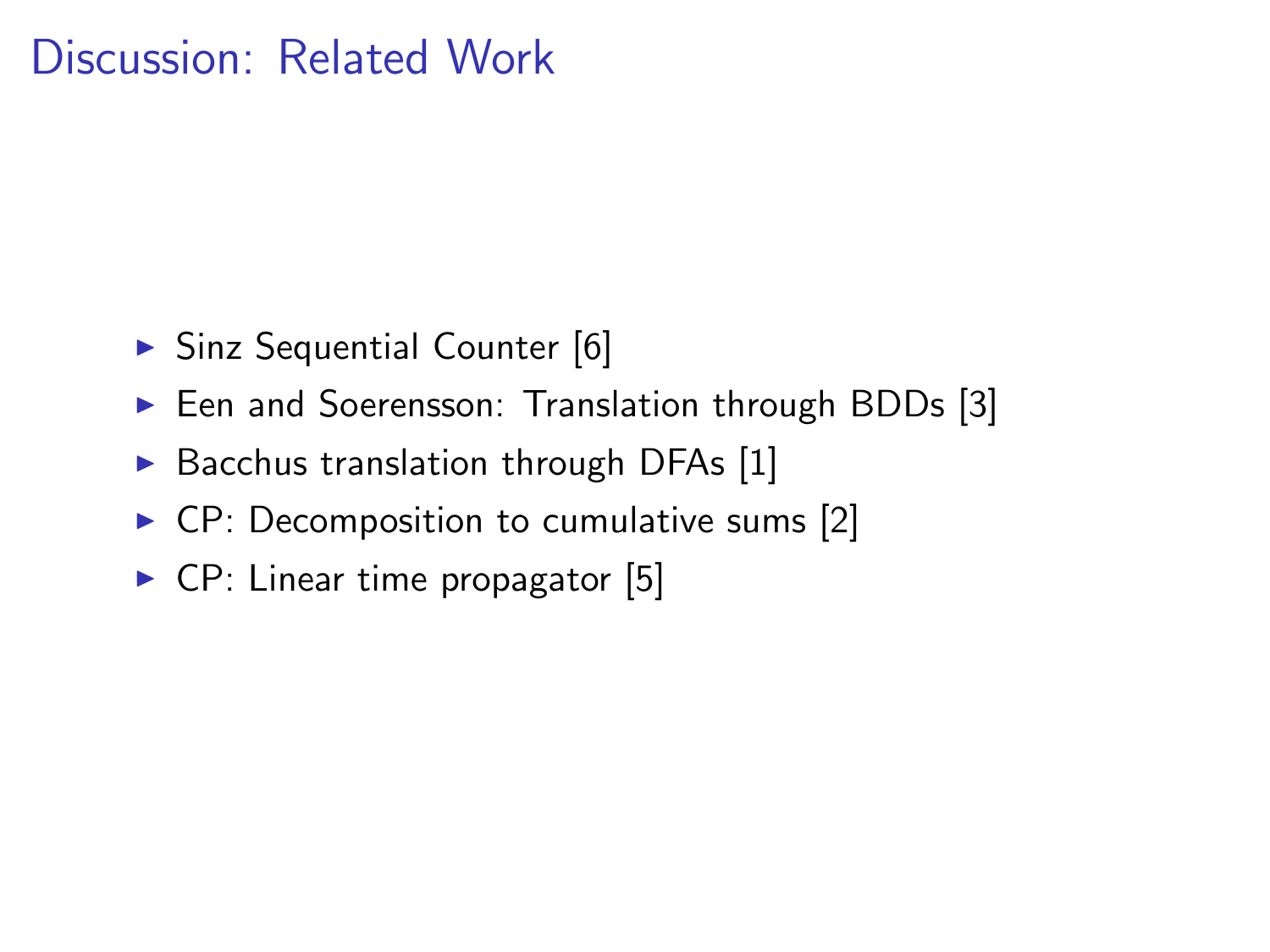# Discussion: Related Work

- Sinz Sequential Counter [6]
- Een and Soerensson: Translation through BDDs [3]
- Bacchus translation through DFAs [1]
- CP: Decomposition to cumulative sums [2]
- CP: Linear time propagator [5]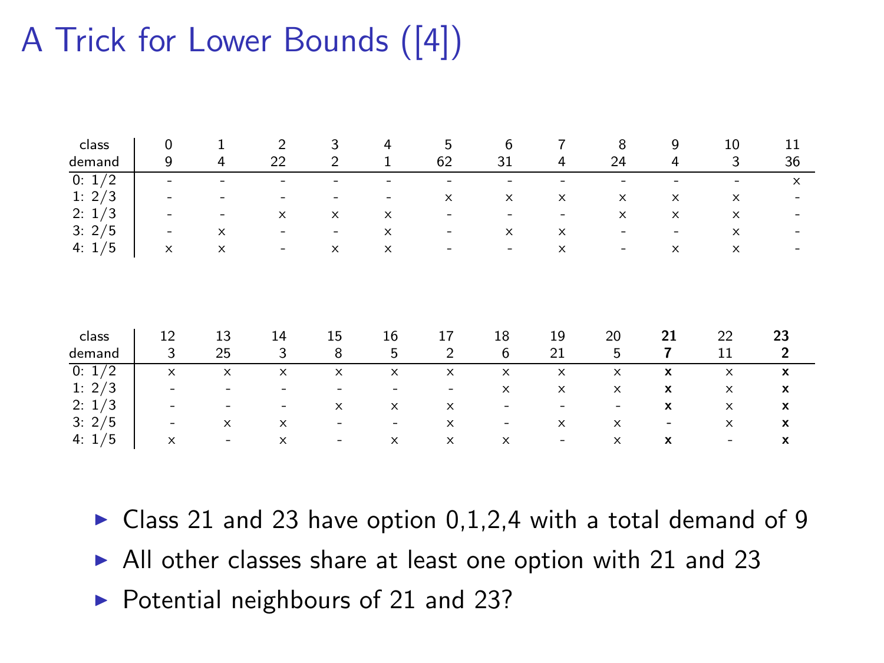# A Trick for Lower Bounds ([4])

| class | 0 | 1 | 2 | 3 | 4 | 5 | 6 | 7 | 8 | 9 | 10 | 11 |
|---|---|---|---|---|---|---|---|---|---|---|---|---|
| demand | 9 | 4 | 22 | 2 | 1 | 62 | 31 | 4 | 24 | 4 | 3 | 36 |
| 0: 1/2 | - | - | - | - | - | - | - | - | - | - | - | x |
| 1: 2/3 | - | - | - | - | - | x | x | x | x | x | x | - |
| 2: 1/3 | - | - | x | x | x | - | - | - | x | x | x | - |
| 3: 2/5 | - | x | - | - | x | - | x | x | - | - | x | - |
| 4: 1/5 | x | x | - | x | x | - | - | x | - | x | x | - |

| class | 12 | 13 | 14 | 15 | 16 | 17 | 18 | 19 | 20 | **21** | 22 | **23** |
|---|---|---|---|---|---|---|---|---|---|---|---|---|
| demand | 3 | 25 | 3 | 8 | 5 | 2 | 6 | 21 | 5 | **7** | 11 | **2** |
| 0: 1/2 | x | x | x | x | x | x | x | x | x | **x** | x | **x** |
| 1: 2/3 | - | - | - | - | - | - | x | x | x | **x** | x | **x** |
| 2: 1/3 | - | - | - | x | x | x | - | - | - | **x** | x | **x** |
| 3: 2/5 | - | x | x | - | - | x | - | x | x | - | x | **x** |
| 4: 1/5 | x | - | x | - | x | x | x | - | x | **x** | - | **x** |

- Class 21 and 23 have option 0,1,2,4 with a total demand of 9
- All other classes share at least one option with 21 and 23
- Potential neighbours of 21 and 23?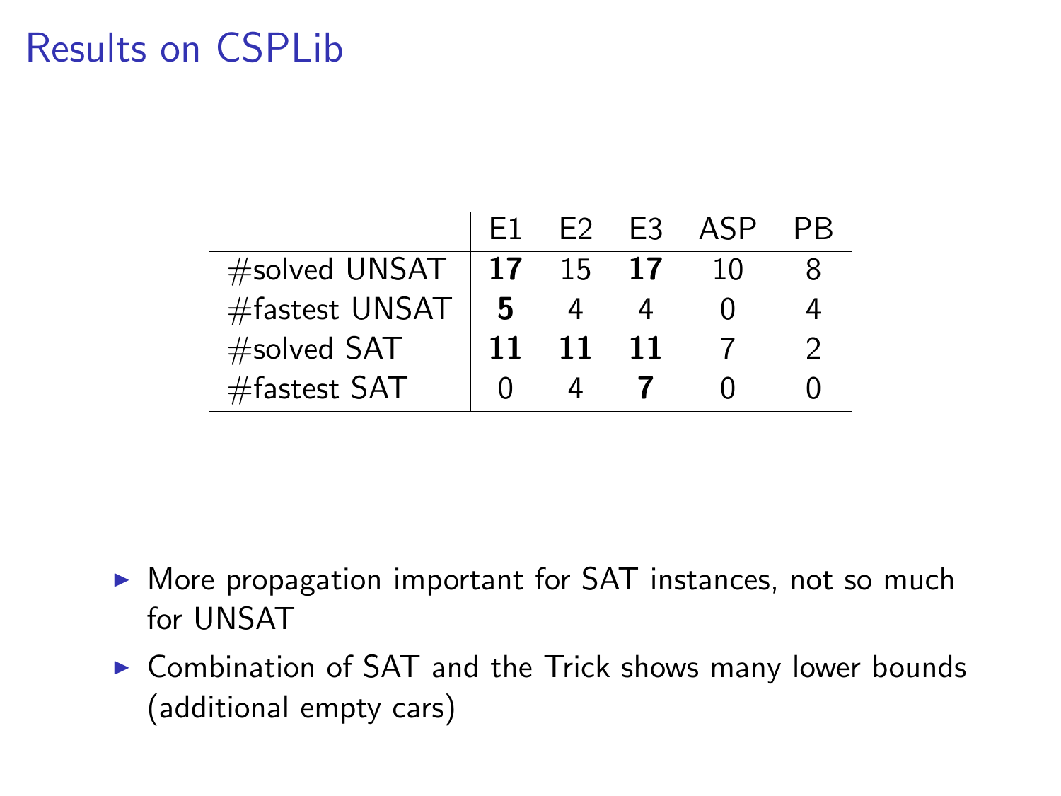# Results on CSPLib

| | E1 | E2 | E3 | ASP | PB |
|---|---|---|---|---|---|
| #solved UNSAT | **17** | 15 | **17** | 10 | 8 |
| #fastest UNSAT | **5** | 4 | 4 | 0 | 4 |
| #solved SAT | **11** | **11** | **11** | 7 | 2 |
| #fastest SAT | 0 | 4 | **7** | 0 | 0 |

- More propagation important for SAT instances, not so much for UNSAT
- Combination of SAT and the Trick shows many lower bounds (additional empty cars)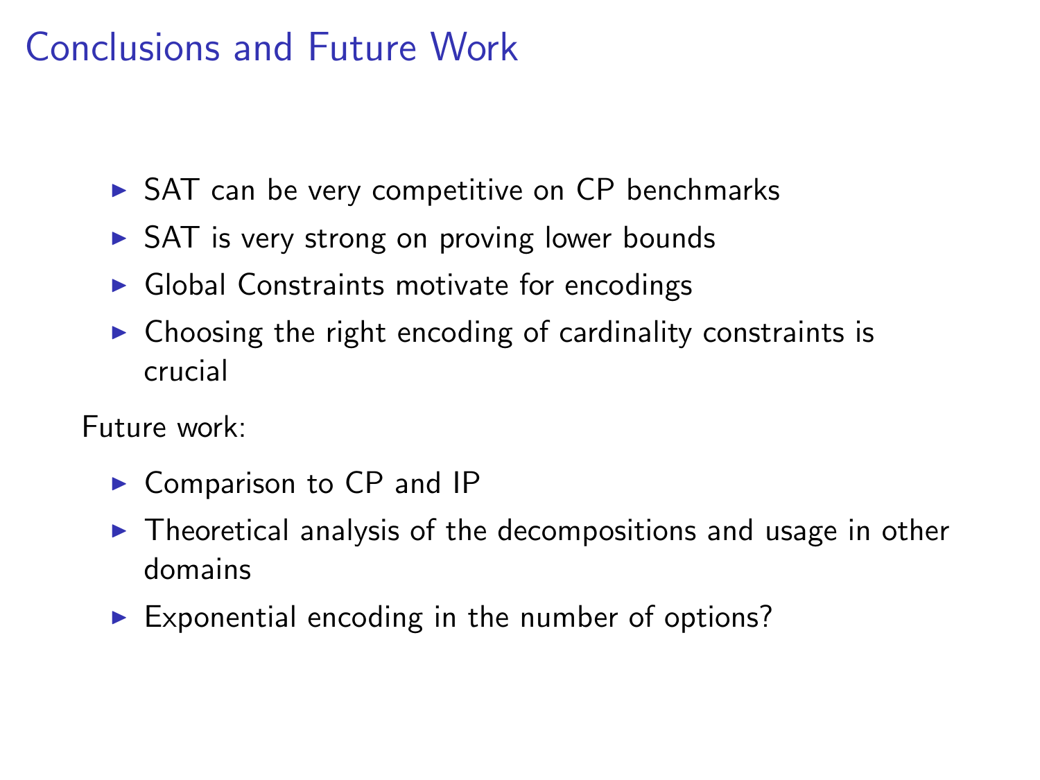# Conclusions and Future Work

- SAT can be very competitive on CP benchmarks
- SAT is very strong on proving lower bounds
- Global Constraints motivate for encodings
- Choosing the right encoding of cardinality constraints is crucial

Future work:

- Comparison to CP and IP
- Theoretical analysis of the decompositions and usage in other domains
- Exponential encoding in the number of options?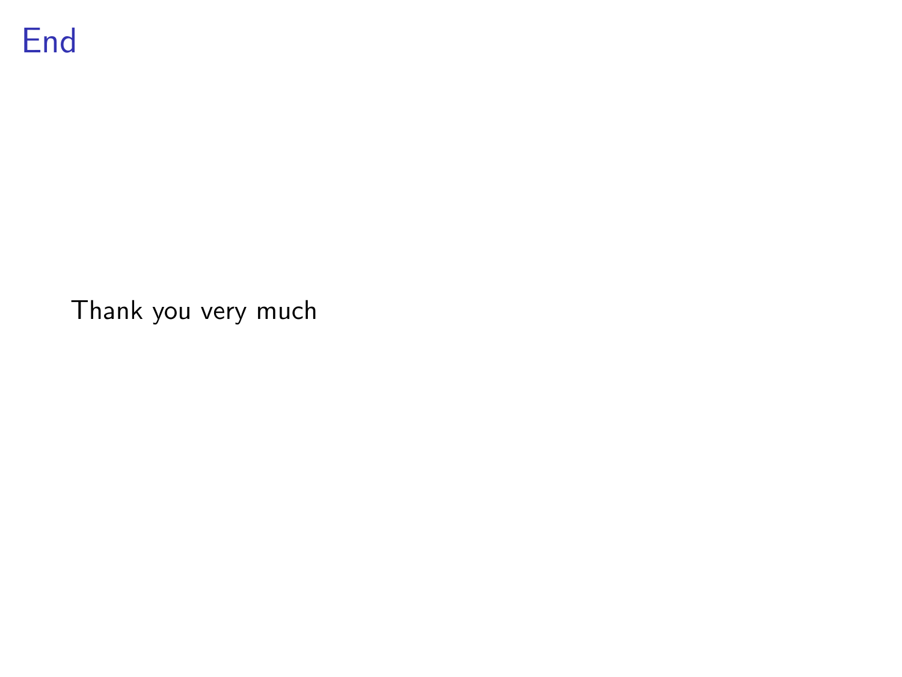# End

Thank you very much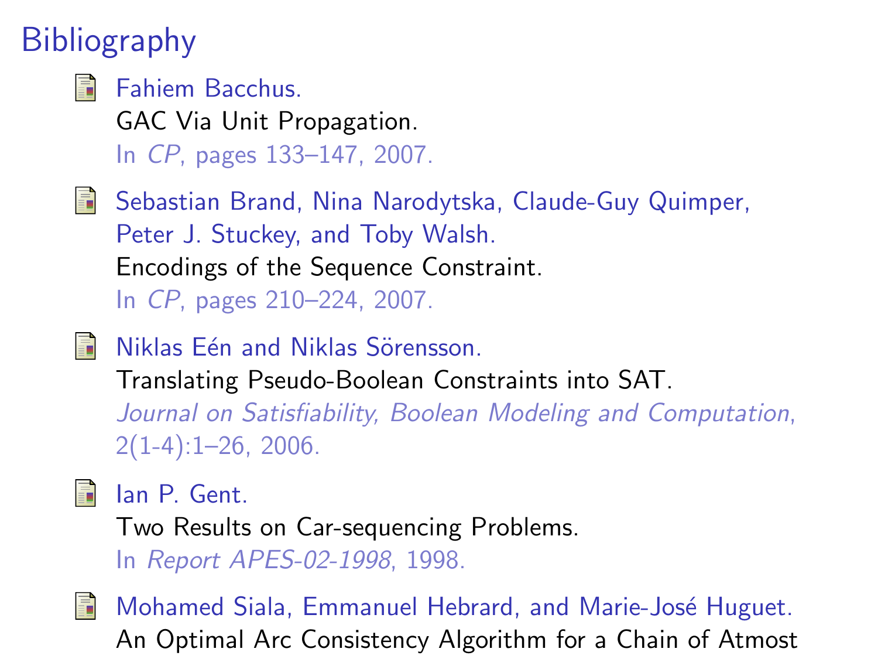# Bibliography

- Fahiem Bacchus.
  GAC Via Unit Propagation.
  In *CP*, pages 133–147, 2007.

- Sebastian Brand, Nina Narodytska, Claude-Guy Quimper, Peter J. Stuckey, and Toby Walsh.
  Encodings of the Sequence Constraint.
  In *CP*, pages 210–224, 2007.

- Niklas Eén and Niklas Sörensson.
  Translating Pseudo-Boolean Constraints into SAT.
  *Journal on Satisfiability, Boolean Modeling and Computation*, 2(1-4):1–26, 2006.

- Ian P. Gent.
  Two Results on Car-sequencing Problems.
  In *Report APES-02-1998*, 1998.

- Mohamed Siala, Emmanuel Hebrard, and Marie-José Huguet.
  An Optimal Arc Consistency Algorithm for a Chain of Atmost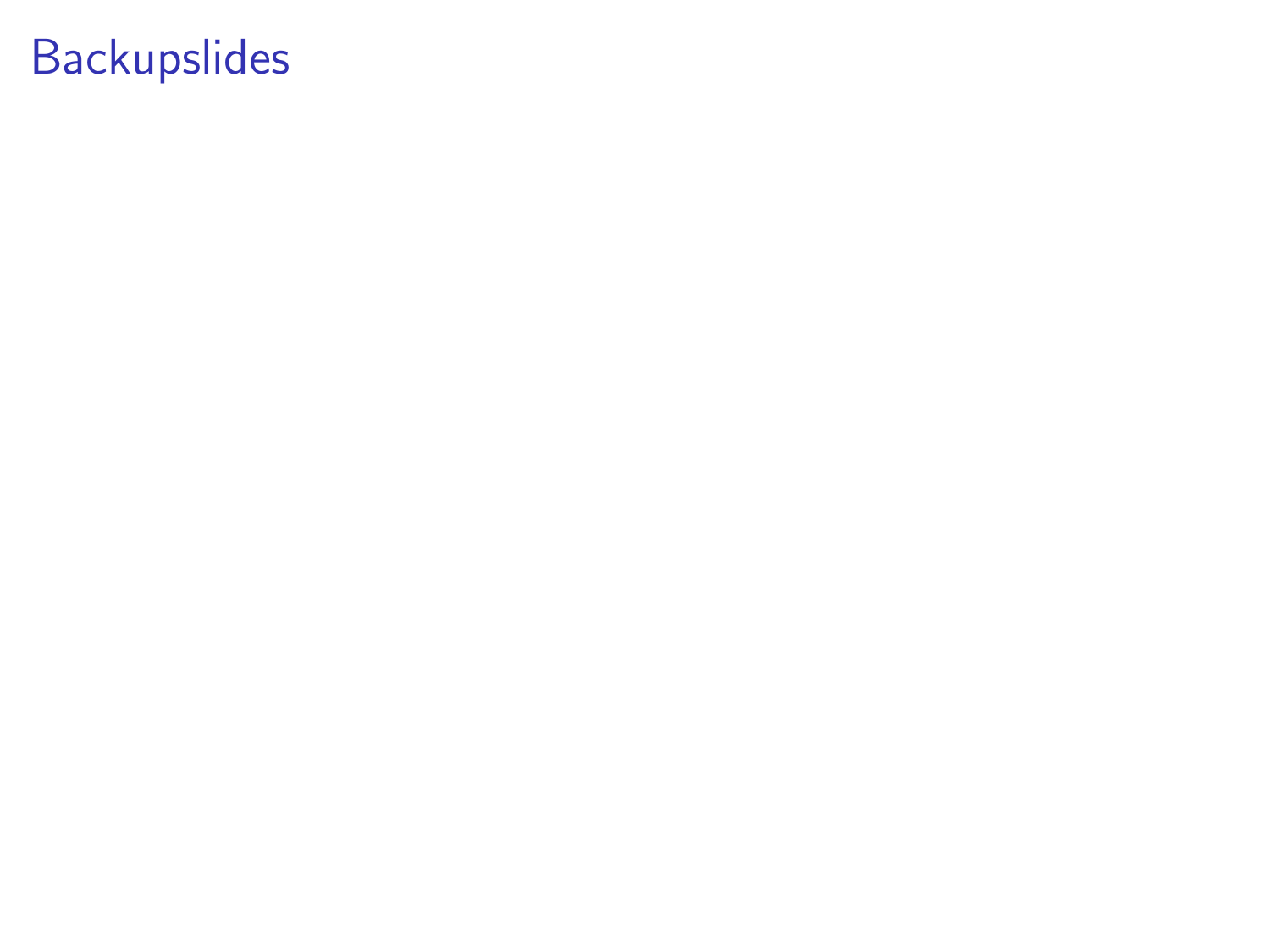# Backupslides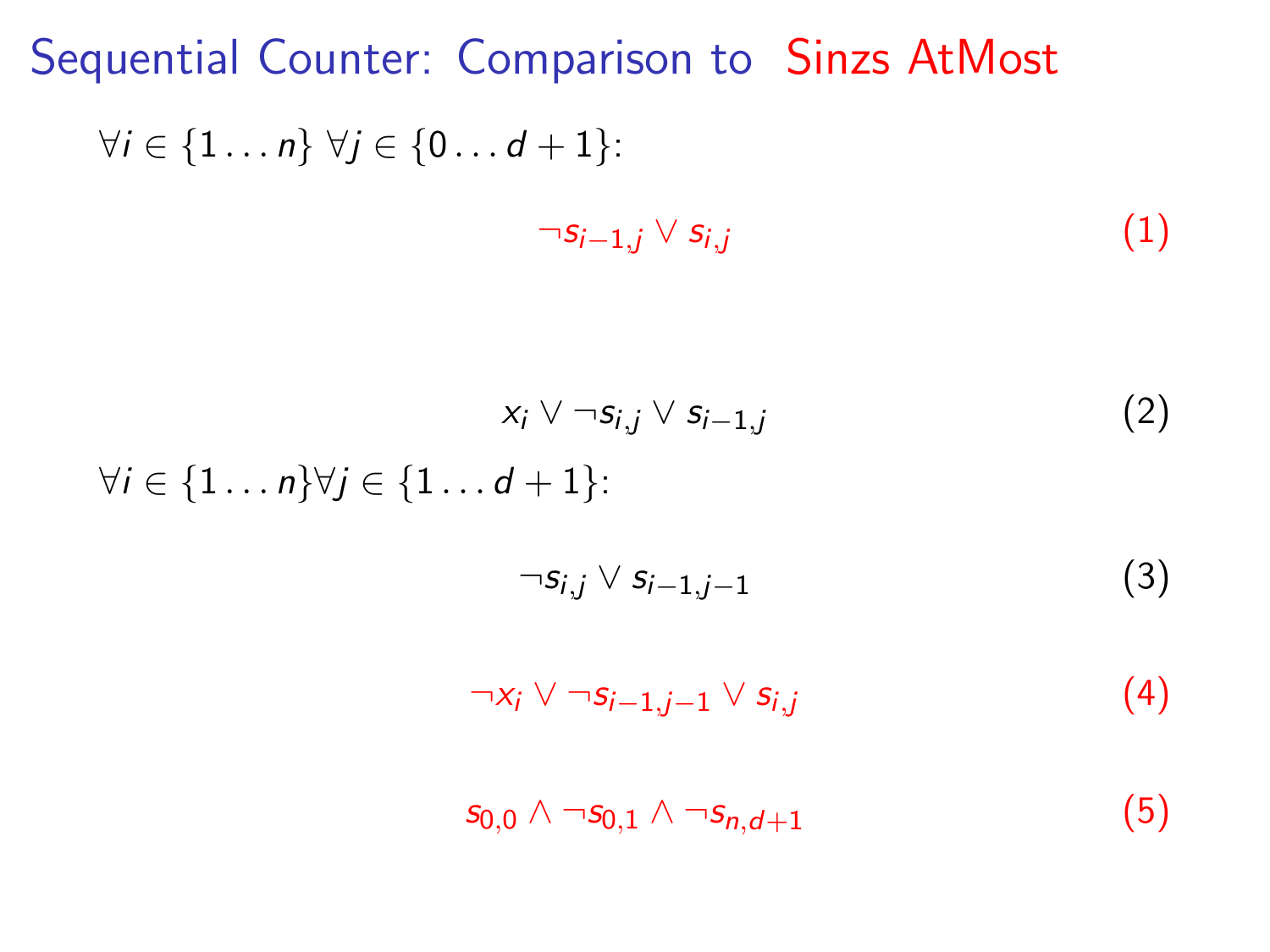# Sequential Counter: Comparison to Sinzs AtMost

$\forall i \in \{1 \ldots n\} \; \forall j \in \{0 \ldots d+1\}$:

$$\neg s_{i-1,j} \vee s_{i,j} \tag{1}$$

$$x_i \vee \neg s_{i,j} \vee s_{i-1,j} \tag{2}$$

$\forall i \in \{1 \ldots n\} \forall j \in \{1 \ldots d+1\}$:

$$\neg s_{i,j} \vee s_{i-1,j-1} \tag{3}$$

$$\neg x_i \vee \neg s_{i-1,j-1} \vee s_{i,j} \tag{4}$$

$$s_{0,0} \wedge \neg s_{0,1} \wedge \neg s_{n,d+1} \tag{5}$$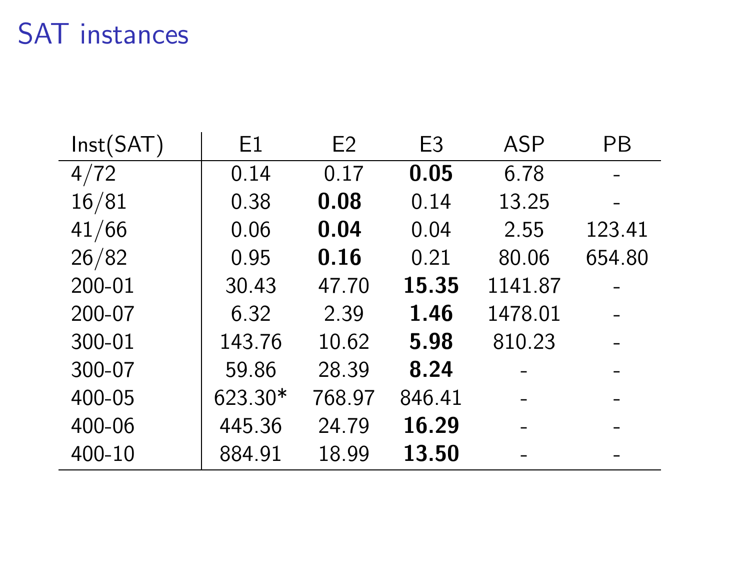# SAT instances

| Inst(SAT) | E1 | E2 | E3 | ASP | PB |
|---|---|---|---|---|---|
| 4/72 | 0.14 | 0.17 | **0.05** | 6.78 | - |
| 16/81 | 0.38 | **0.08** | 0.14 | 13.25 | - |
| 41/66 | 0.06 | **0.04** | 0.04 | 2.55 | 123.41 |
| 26/82 | 0.95 | **0.16** | 0.21 | 80.06 | 654.80 |
| 200-01 | 30.43 | 47.70 | **15.35** | 1141.87 | - |
| 200-07 | 6.32 | 2.39 | **1.46** | 1478.01 | - |
| 300-01 | 143.76 | 10.62 | **5.98** | 810.23 | - |
| 300-07 | 59.86 | 28.39 | **8.24** | - | - |
| 400-05 | 623.30* | 768.97 | 846.41 | - | - |
| 400-06 | 445.36 | 24.79 | **16.29** | - | - |
| 400-10 | 884.91 | 18.99 | **13.50** | - | - |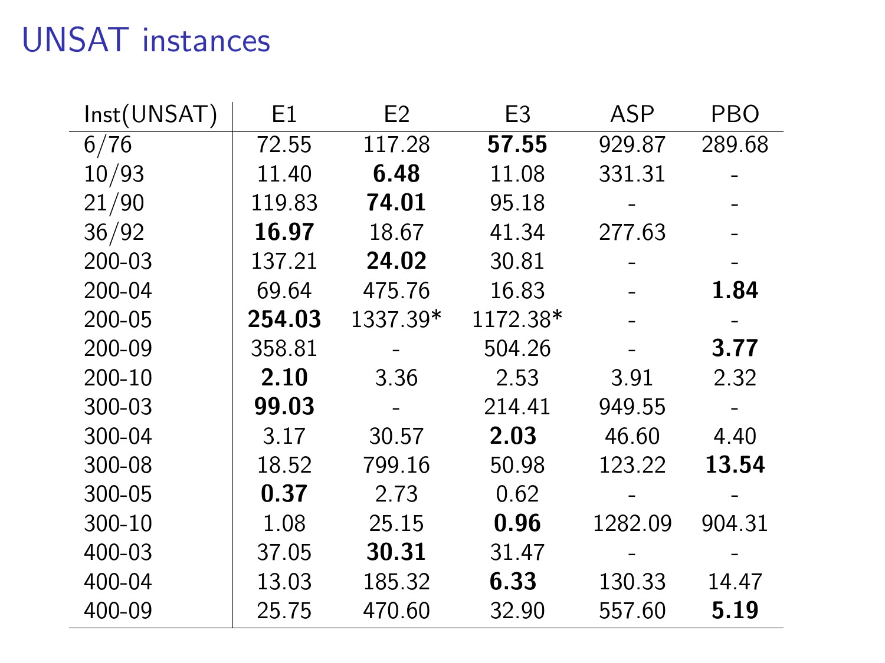# UNSAT instances

| Inst(UNSAT) | E1 | E2 | E3 | ASP | PBO |
|---|---|---|---|---|---|
| 6/76 | 72.55 | 117.28 | **57.55** | 929.87 | 289.68 |
| 10/93 | 11.40 | **6.48** | 11.08 | 331.31 | - |
| 21/90 | 119.83 | **74.01** | 95.18 | - | - |
| 36/92 | **16.97** | 18.67 | 41.34 | 277.63 | - |
| 200-03 | 137.21 | **24.02** | 30.81 | - | - |
| 200-04 | 69.64 | 475.76 | 16.83 | - | **1.84** |
| 200-05 | **254.03** | 1337.39* | 1172.38* | - | - |
| 200-09 | 358.81 | - | 504.26 | - | **3.77** |
| 200-10 | **2.10** | 3.36 | 2.53 | 3.91 | 2.32 |
| 300-03 | **99.03** | - | 214.41 | 949.55 | - |
| 300-04 | 3.17 | 30.57 | **2.03** | 46.60 | 4.40 |
| 300-08 | 18.52 | 799.16 | 50.98 | 123.22 | **13.54** |
| 300-05 | **0.37** | 2.73 | 0.62 | - | - |
| 300-10 | 1.08 | 25.15 | **0.96** | 1282.09 | 904.31 |
| 400-03 | 37.05 | **30.31** | 31.47 | - | - |
| 400-04 | 13.03 | 185.32 | **6.33** | 130.33 | 14.47 |
| 400-09 | 25.75 | 470.60 | 32.90 | 557.60 | **5.19** |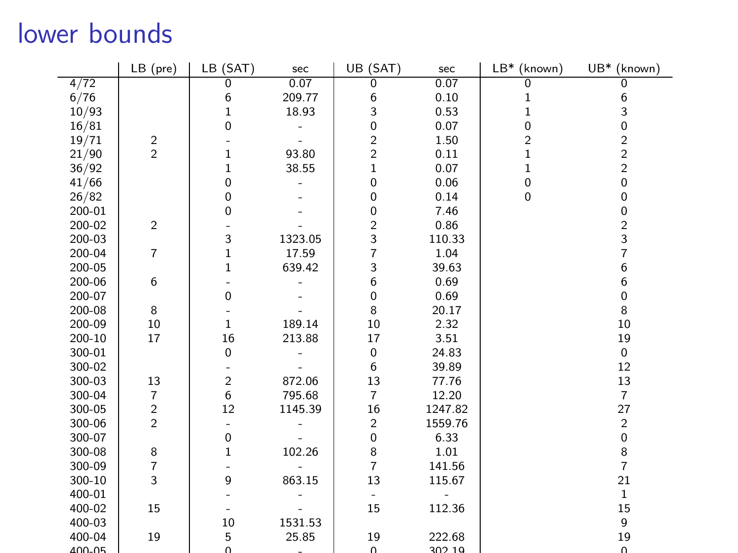# lower bounds

| | LB (pre) | LB (SAT) | sec | UB (SAT) | sec | LB* (known) | UB* (known) |
|---|---|---|---|---|---|---|---|
| 4/72 | | 0 | 0.07 | 0 | 0.07 | 0 | 0 |
| 6/76 | | 6 | 209.77 | 6 | 0.10 | 1 | 6 |
| 10/93 | | 1 | 18.93 | 3 | 0.53 | 1 | 3 |
| 16/81 | | 0 | - | 0 | 0.07 | 0 | 0 |
| 19/71 | 2 | - | - | 2 | 1.50 | 2 | 2 |
| 21/90 | 2 | 1 | 93.80 | 2 | 0.11 | 1 | 2 |
| 36/92 | | 1 | 38.55 | 1 | 0.07 | 1 | 2 |
| 41/66 | | 0 | - | 0 | 0.06 | 0 | 0 |
| 26/82 | | 0 | - | 0 | 0.14 | 0 | 0 |
| 200-01 | | 0 | - | 0 | 7.46 | | 0 |
| 200-02 | 2 | - | - | 2 | 0.86 | | 2 |
| 200-03 | | 3 | 1323.05 | 3 | 110.33 | | 3 |
| 200-04 | 7 | 1 | 17.59 | 7 | 1.04 | | 7 |
| 200-05 | | 1 | 639.42 | 3 | 39.63 | | 6 |
| 200-06 | 6 | - | - | 6 | 0.69 | | 6 |
| 200-07 | | 0 | - | 0 | 0.69 | | 0 |
| 200-08 | 8 | - | - | 8 | 20.17 | | 8 |
| 200-09 | 10 | 1 | 189.14 | 10 | 2.32 | | 10 |
| 200-10 | 17 | 16 | 213.88 | 17 | 3.51 | | 19 |
| 300-01 | | 0 | - | 0 | 24.83 | | 0 |
| 300-02 | | - | - | 6 | 39.89 | | 12 |
| 300-03 | 13 | 2 | 872.06 | 13 | 77.76 | | 13 |
| 300-04 | 7 | 6 | 795.68 | 7 | 12.20 | | 7 |
| 300-05 | 2 | 12 | 1145.39 | 16 | 1247.82 | | 27 |
| 300-06 | 2 | - | - | 2 | 1559.76 | | 2 |
| 300-07 | | 0 | - | 0 | 6.33 | | 0 |
| 300-08 | 8 | 1 | 102.26 | 8 | 1.01 | | 8 |
| 300-09 | 7 | - | - | 7 | 141.56 | | 7 |
| 300-10 | 3 | 9 | 863.15 | 13 | 115.67 | | 21 |
| 400-01 | | - | - | - | - | | 1 |
| 400-02 | 15 | - | - | 15 | 112.36 | | 15 |
| 400-03 | | 10 | 1531.53 | | | | 9 |
| 400-04 | 19 | 5 | 25.85 | 19 | 222.68 | | 19 |
| 400-05 | | 0 | - | 0 | 302.19 | | 0 |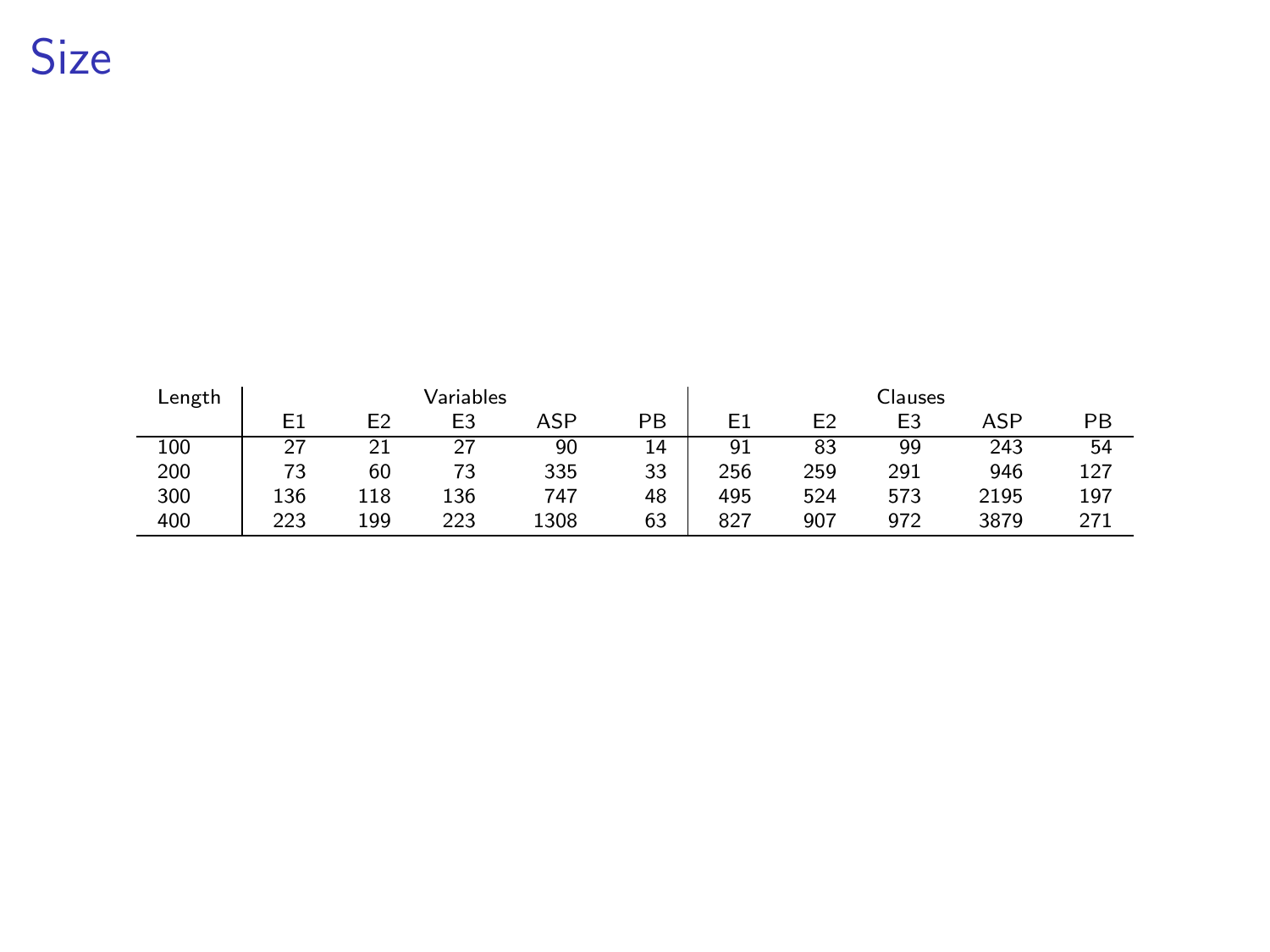# Size

| Length | Variables | | | | | Clauses | | | | |
|---|---|---|---|---|---|---|---|---|---|---|
| | E1 | E2 | E3 | ASP | PB | E1 | E2 | E3 | ASP | PB |
| 100 | 27 | 21 | 27 | 90 | 14 | 91 | 83 | 99 | 243 | 54 |
| 200 | 73 | 60 | 73 | 335 | 33 | 256 | 259 | 291 | 946 | 127 |
| 300 | 136 | 118 | 136 | 747 | 48 | 495 | 524 | 573 | 2195 | 197 |
| 400 | 223 | 199 | 223 | 1308 | 63 | 827 | 907 | 972 | 3879 | 271 |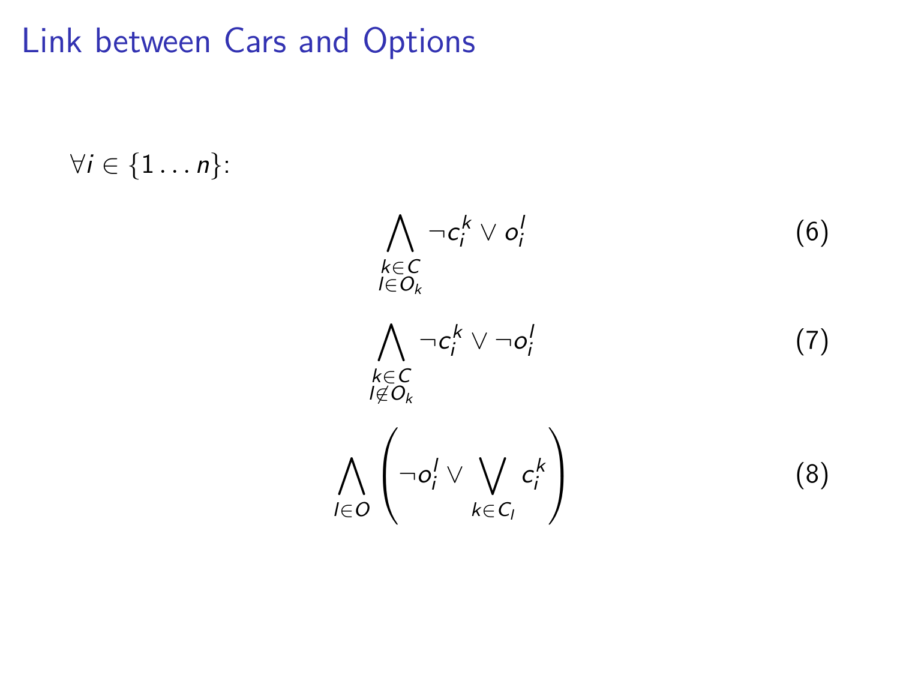# Link between Cars and Options

$\forall i \in \{1 \ldots n\}$:

$$\bigwedge_{\substack{k \in C \\ l \in O_k}} \neg c_i^k \vee o_i^l \tag{6}$$

$$\bigwedge_{\substack{k \in C \\ l \notin O_k}} \neg c_i^k \vee \neg o_i^l \tag{7}$$

$$\bigwedge_{l \in O} \left( \neg o_i^l \vee \bigvee_{k \in C_l} c_i^k \right) \tag{8}$$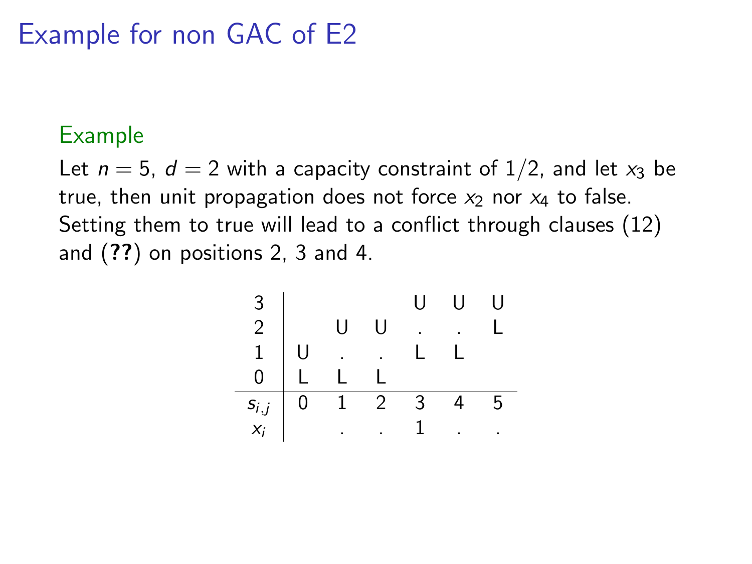# Example for non GAC of E2

## Example

Let $n = 5$, $d = 2$ with a capacity constraint of $1/2$, and let $x_3$ be true, then unit propagation does not force $x_2$ nor $x_4$ to false. Setting them to true will lead to a conflict through clauses (12) and (**??**) on positions 2, 3 and 4.

|  |  |  |  |  |  |  |
|---|---|---|---|---|---|---|
| 3 |  |  |  | U | U | U |
| 2 |  | U | U | . | . | L |
| 1 | U | . | . | L | L |  |
| 0 | L | L | L |  |  |  |
| $s_{i,j}$ | 0 | 1 | 2 | 3 | 4 | 5 |
| $x_i$ |  | . | . | 1 | . | . |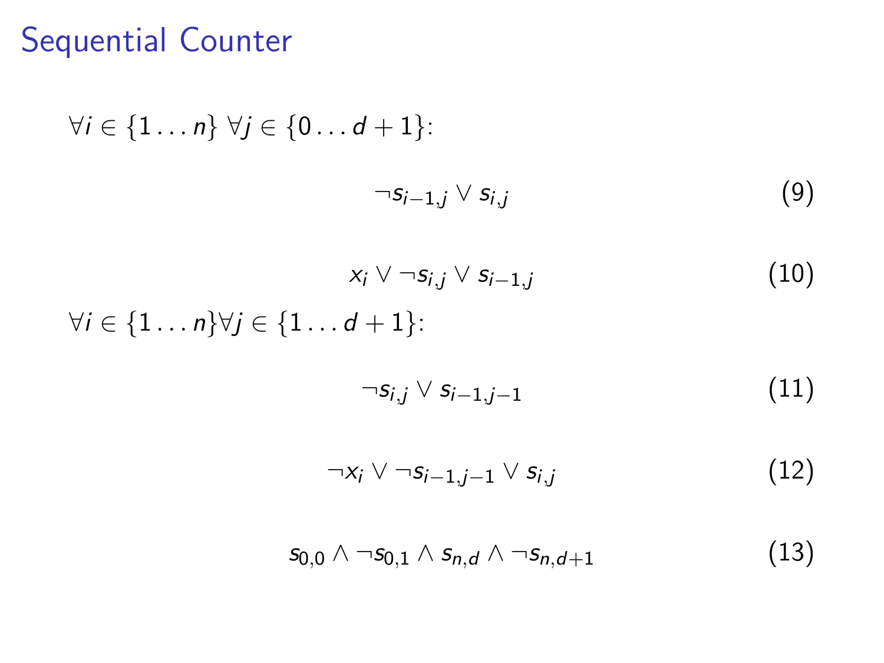# Sequential Counter

$\forall i \in \{1 \ldots n\}\ \forall j \in \{0 \ldots d+1\}$:

$$\neg s_{i-1,j} \vee s_{i,j} \tag{9}$$

$$x_i \vee \neg s_{i,j} \vee s_{i-1,j} \tag{10}$$

$\forall i \in \{1 \ldots n\} \forall j \in \{1 \ldots d+1\}$:

$$\neg s_{i,j} \vee s_{i-1,j-1} \tag{11}$$

$$\neg x_i \vee \neg s_{i-1,j-1} \vee s_{i,j} \tag{12}$$

$$s_{0,0} \wedge \neg s_{0,1} \wedge s_{n,d} \wedge \neg s_{n,d+1} \tag{13}$$